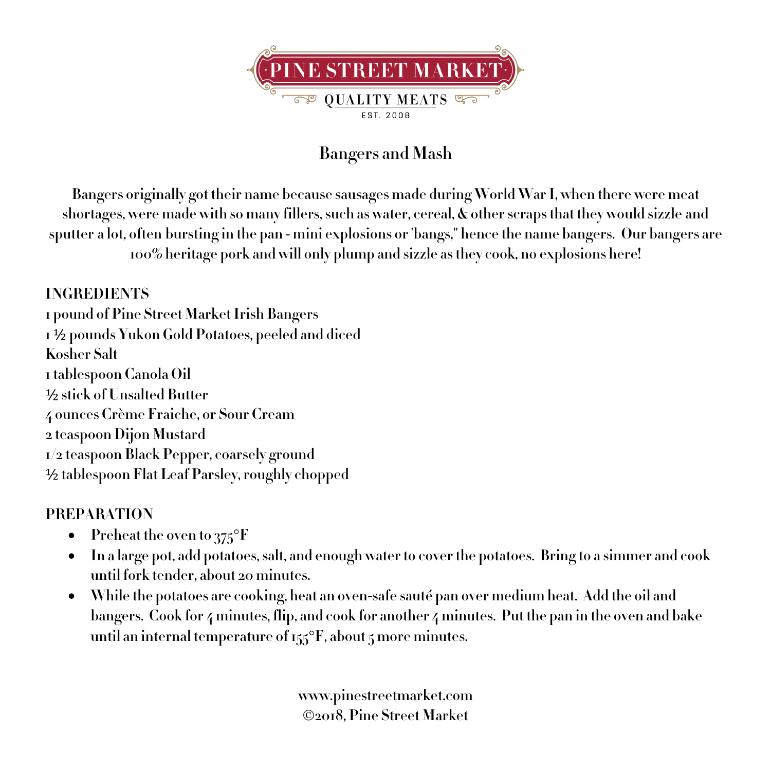PINE STREET MARKET

QUALITY MEATS

EST. 2008

# Bangers and Mash

**Bangers originally got their name because sausages made during World War I, when there were meat shortages, were made with so many fillers, such as water, cereal, & other scraps that they would sizzle and sputter a lot, often bursting in the pan - mini explosions or 'bangs," hence the name bangers. Our bangers are 100% heritage pork and will only plump and sizzle as they cook, no explosions here!**

## INGREDIENTS

1 pound of Pine Street Market Irish Bangers
1 ½ pounds Yukon Gold Potatoes, peeled and diced
Kosher Salt
1 tablespoon Canola Oil
½ stick of Unsalted Butter
4 ounces Crème Fraiche, or Sour Cream
2 teaspoon Dijon Mustard
1/2 teaspoon Black Pepper, coarsely ground
½ tablespoon Flat Leaf Parsley, roughly chopped

## PREPARATION

- Preheat the oven to 375°F
- In a large pot, add potatoes, salt, and enough water to cover the potatoes. Bring to a simmer and cook until fork tender, about 20 minutes.
- While the potatoes are cooking, heat an oven-safe sauté pan over medium heat. Add the oil and bangers. Cook for 4 minutes, flip, and cook for another 4 minutes. Put the pan in the oven and bake until an internal temperature of 155°F, about 5 more minutes.

www.pinestreetmarket.com
©2018, Pine Street Market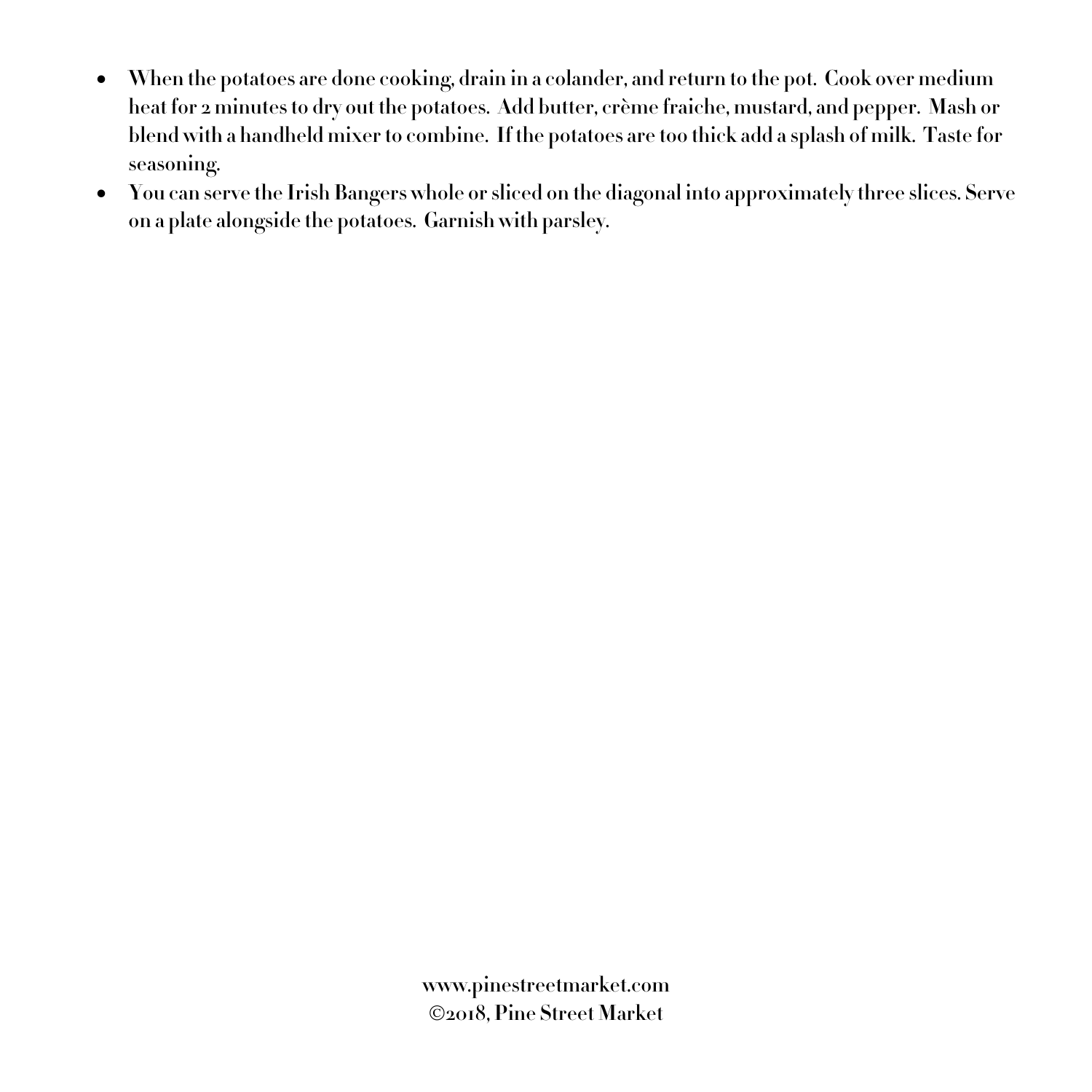- When the potatoes are done cooking, drain in a colander, and return to the pot. Cook over medium heat for 2 minutes to dry out the potatoes. Add butter, crème fraiche, mustard, and pepper. Mash or blend with a handheld mixer to combine. If the potatoes are too thick add a splash of milk. Taste for seasoning.
- You can serve the Irish Bangers whole or sliced on the diagonal into approximately three slices. Serve on a plate alongside the potatoes. Garnish with parsley.

www.pinestreetmarket.com
©2018, Pine Street Market